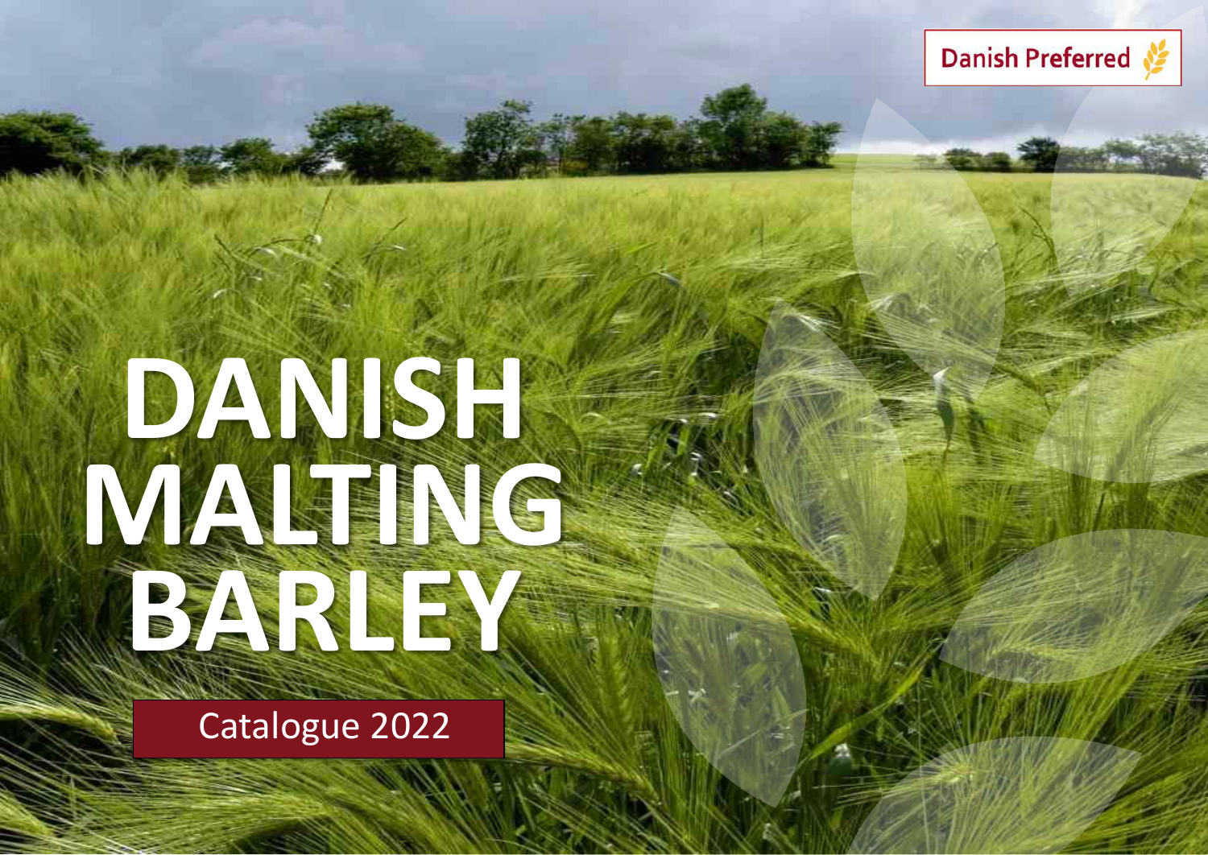Danish Preferred

# DANISH MALTING BARLEY

Catalogue 2022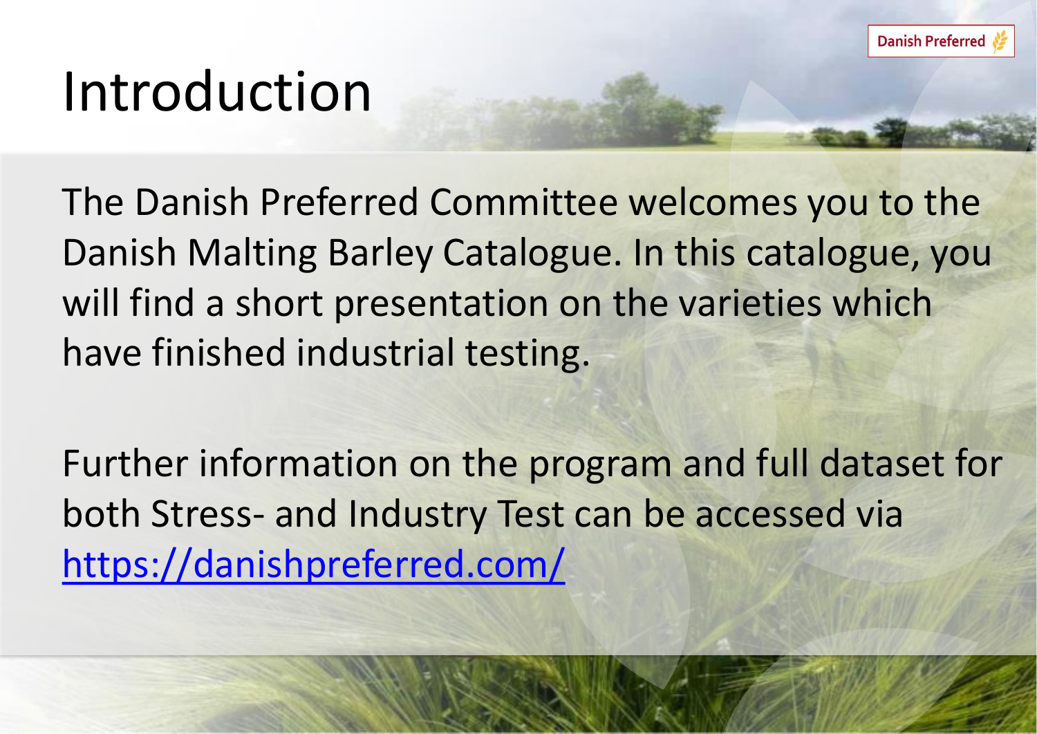# Introduction

The Danish Preferred Committee welcomes you to the Danish Malting Barley Catalogue. In this catalogue, you will find a short presentation on the varieties which have finished industrial testing.

Further information on the program and full dataset for both Stress- and Industry Test can be accessed via [https://danishpreferred.com/](https://danishpreferred.com/)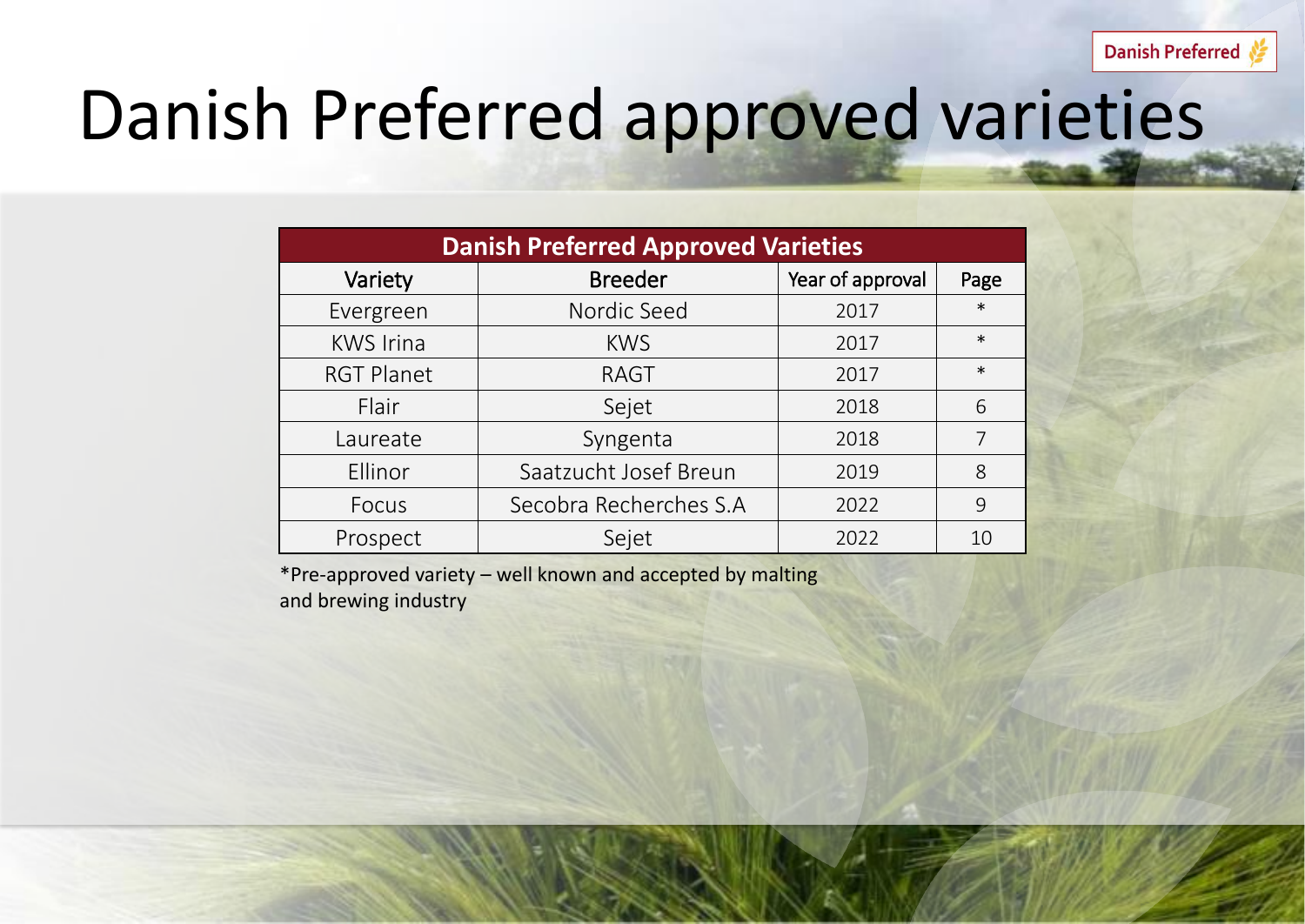# Danish Preferred approved varieties

| Danish Preferred Approved Varieties | | | |
|---|---|---|---|
| Variety | Breeder | Year of approval | Page |
| Evergreen | Nordic Seed | 2017 | * |
| KWS Irina | KWS | 2017 | * |
| RGT Planet | RAGT | 2017 | * |
| Flair | Sejet | 2018 | 6 |
| Laureate | Syngenta | 2018 | 7 |
| Ellinor | Saatzucht Josef Breun | 2019 | 8 |
| Focus | Secobra Recherches S.A | 2022 | 9 |
| Prospect | Sejet | 2022 | 10 |

*Pre-approved variety – well known and accepted by malting and brewing industry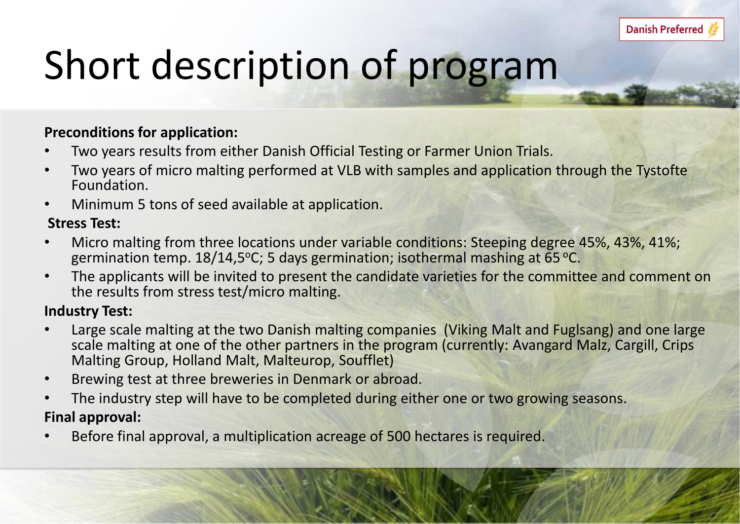# Short description of program

**Preconditions for application:**

- Two years results from either Danish Official Testing or Farmer Union Trials.
- Two years of micro malting performed at VLB with samples and application through the Tystofte Foundation.
- Minimum 5 tons of seed available at application.

**Stress Test:**

- Micro malting from three locations under variable conditions: Steeping degree 45%, 43%, 41%; germination temp. 18/14,5°C; 5 days germination; isothermal mashing at 65 °C.
- The applicants will be invited to present the candidate varieties for the committee and comment on the results from stress test/micro malting.

**Industry Test:**

- Large scale malting at the two Danish malting companies (Viking Malt and Fuglsang) and one large scale malting at one of the other partners in the program (currently: Avangard Malz, Cargill, Crips Malting Group, Holland Malt, Malteurop, Soufflet)
- Brewing test at three breweries in Denmark or abroad.
- The industry step will have to be completed during either one or two growing seasons.

**Final approval:**

- Before final approval, a multiplication acreage of 500 hectares is required.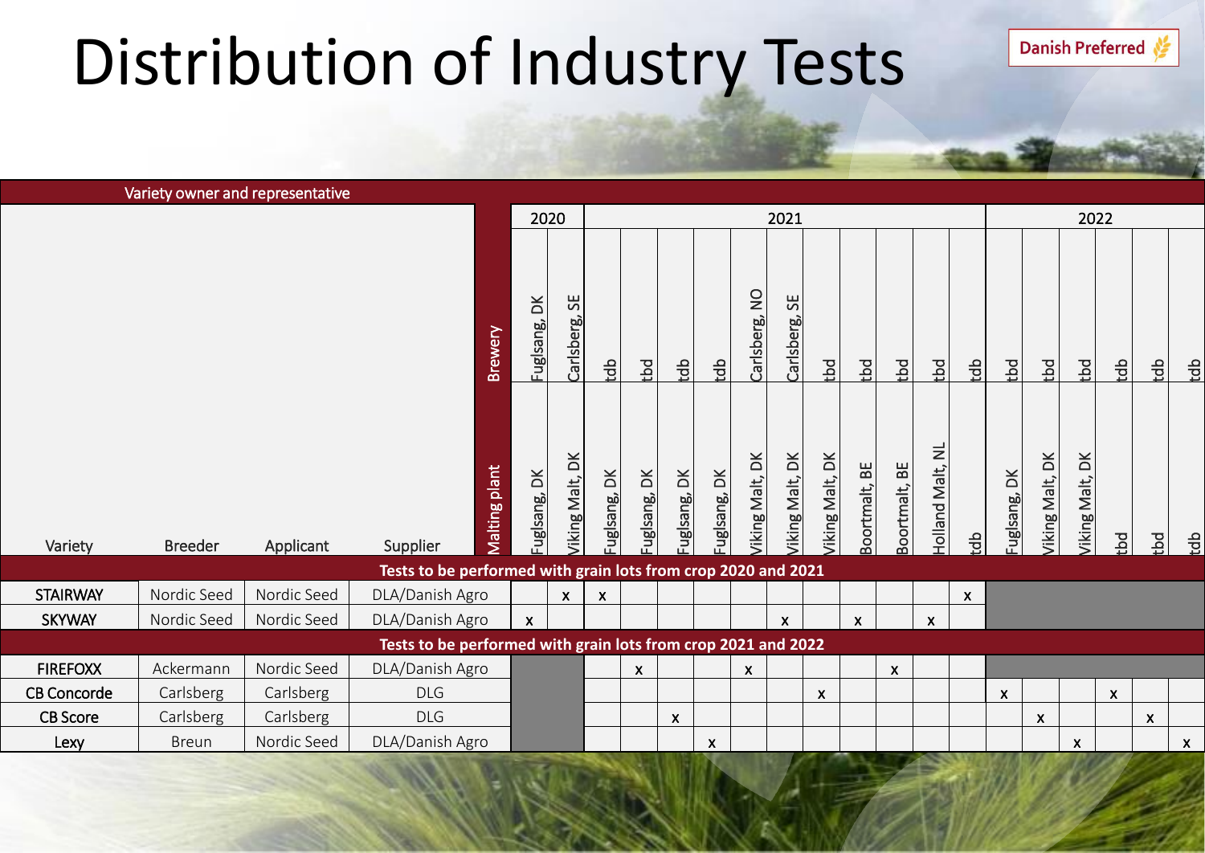# Distribution of Industry Tests

Danish Preferred

| Variety owner and representative | | | | | 2020 | | 2021 | | | | | | | | | | | 2022 | | | | | |
|---|---|---|---|---|---|---|---|---|---|---|---|---|---|---|---|---|---|---|---|---|---|---|---|
| | | | | Brewery | Fuglsang, DK | Carlsberg, SE | tdb | tbd | tdb | tdb | Carlsberg, NO | Carlsberg, SE | tbd | tbd | tbd | tbd | tdb | tbd | tbd | tbd | tdb | tdb | tdb |
| Variety | Breeder | Applicant | Supplier | Malting plant | Fuglsang, DK | Viking Malt, DK | Fuglsang, DK | Fuglsang, DK | Fuglsang, DK | Fuglsang, DK | Viking Malt, DK | Viking Malt, DK | Viking Malt, DK | Boortmalt, BE | Boortmalt, BE | Holland Malt, NL | tdb | Fuglsang, DK | Viking Malt, DK | Viking Malt, DK | tbd | tbd | tdb |
| **Tests to be performed with grain lots from crop 2020 and 2021** | | | | | | | | | | | | | | | | | | | | | | | |
| STAIRWAY | Nordic Seed | Nordic Seed | DLA/Danish Agro | | | x | x | | | | | | | | | | x | | | | | | |
| SKYWAY | Nordic Seed | Nordic Seed | DLA/Danish Agro | | x | | | | | | | x | | x | | x | | | | | | | |
| **Tests to be performed with grain lots from crop 2021 and 2022** | | | | | | | | | | | | | | | | | | | | | | | |
| FIREFOXX | Ackermann | Nordic Seed | DLA/Danish Agro | | | | | x | | | x | | | | x | | | | | | | | |
| CB Concorde | Carlsberg | Carlsberg | DLG | | | | | | | | | | x | | | | | x | | | x | | |
| CB Score | Carlsberg | Carlsberg | DLG | | | | | | x | | | | | | | | | | x | | | x | |
| Lexy | Breun | Nordic Seed | DLA/Danish Agro | | | | | | | x | | | | | | | | | | x | | | x |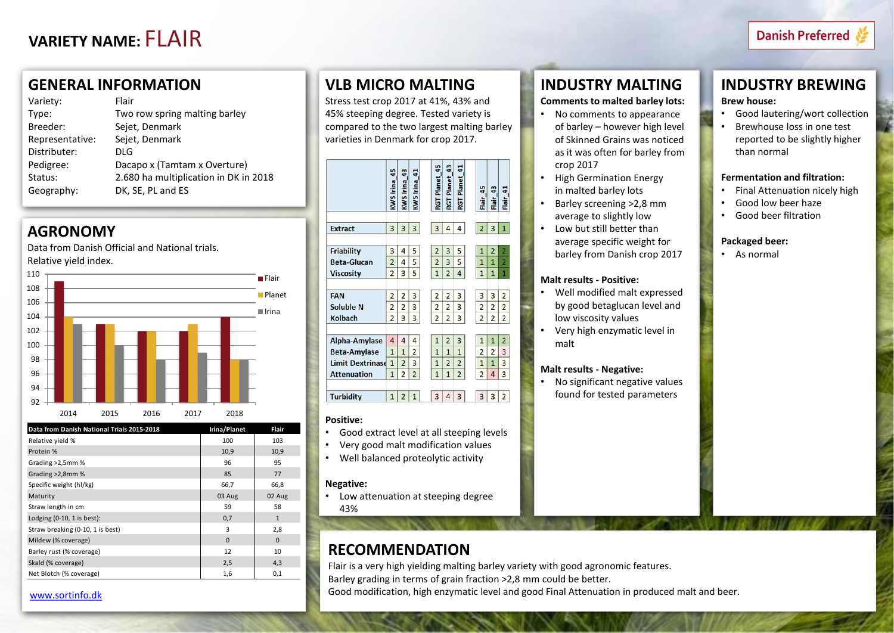# VARIETY NAME: FLAIR

Danish Preferred

## GENERAL INFORMATION

| | |
|---|---|
| Variety: | Flair |
| Type: | Two row spring malting barley |
| Breeder: | Sejet, Denmark |
| Representative: | Sejet, Denmark |
| Distributer: | DLG |
| Pedigree: | Dacapo x (Tamtam x Overture) |
| Status: | 2.680 ha multiplication in DK in 2018 |
| Geography: | DK, SE, PL and ES |

## AGRONOMY

Data from Danish Official and National trials.
Relative yield index.

| Year | Flair | Planet | Irina |
|---|---|---|---|
| 2014 | 109 | 104 | 103 |
| 2015 | 103 | 103 | 100 |
| 2016 | 102 | 102 | 98 |
| 2017 | 102 | 103 | 99 |
| 2018 | 104 | 98 | 98 |

| Data from Danish National Trials 2015-2018 | Irina/Planet | Flair |
|---|---|---|
| Relative yield % | 100 | 103 |
| Protein % | 10,9 | 10,9 |
| Grading >2,5mm % | 96 | 95 |
| Grading >2,8mm % | 85 | 77 |
| Specific weight (hl/kg) | 66,7 | 66,8 |
| Maturity | 03 Aug | 02 Aug |
| Straw length in cm | 59 | 58 |
| Lodging (0-10, 1 is best): | 0,7 | 1 |
| Straw breaking (0-10, 1 is best) | 3 | 2,8 |
| Mildew (% coverage) | 0 | 0 |
| Barley rust (% coverage) | 12 | 10 |
| Skald (% coverage) | 2,5 | 4,3 |
| Net Blotch (% coverage) | 1,6 | 0,1 |

www.sortinfo.dk

## VLB MICRO MALTING

Stress test crop 2017 at 41%, 43% and 45% steeping degree. Tested variety is compared to the two largest malting barley varieties in Denmark for crop 2017.

| | KWS Irina_45 | KWS Irina_43 | KWS Irina_41 | RGT Planet_45 | RGT Planet_43 | RGT Planet_41 | Flair_45 | Flair_43 | Flair_41 |
|---|---|---|---|---|---|---|---|---|---|
| Extract | 3 | 3 | 3 | 3 | 4 | 4 | 2 | 3 | 1 |
| Friability | 3 | 4 | 5 | 2 | 3 | 5 | 1 | 2 | 2 |
| Beta-Glucan | 2 | 4 | 5 | 2 | 3 | 5 | 1 | 1 | 2 |
| Viscosity | 2 | 3 | 5 | 1 | 2 | 4 | 1 | 1 | 1 |
| FAN | 2 | 2 | 3 | 2 | 2 | 3 | 3 | 3 | 2 |
| Soluble N | 2 | 2 | 3 | 2 | 2 | 3 | 2 | 2 | 2 |
| Kolbach | 2 | 3 | 3 | 2 | 2 | 3 | 2 | 2 | 2 |
| Alpha-Amylase | 4 | 4 | 4 | 1 | 2 | 3 | 1 | 1 | 2 |
| Beta-Amylase | 1 | 1 | 2 | 1 | 1 | 1 | 2 | 2 | 3 |
| Limit Dextrinase | 1 | 2 | 3 | 1 | 2 | 2 | 1 | 1 | 3 |
| Attenuation | 1 | 2 | 2 | 1 | 1 | 2 | 2 | 4 | 3 |
| Turbidity | 1 | 2 | 1 | 3 | 4 | 3 | 3 | 3 | 2 |

**Positive:**

- Good extract level at all steeping levels
- Very good malt modification values
- Well balanced proteolytic activity

**Negative:**

- Low attenuation at steeping degree 43%

## INDUSTRY MALTING

**Comments to malted barley lots:**

- No comments to appearance of barley – however high level of Skinned Grains was noticed as it was often for barley from crop 2017
- High Germination Energy in malted barley lots
- Barley screening >2,8 mm average to slightly low
- Low but still better than average specific weight for barley from Danish crop 2017

**Malt results - Positive:**

- Well modified malt expressed by good betaglucan level and low viscosity values
- Very high enzymatic level in malt

**Malt results - Negative:**

- No significant negative values found for tested parameters

## INDUSTRY BREWING

**Brew house:**

- Good lautering/wort collection
- Brewhouse loss in one test reported to be slightly higher than normal

**Fermentation and filtration:**

- Final Attenuation nicely high
- Good low beer haze
- Good beer filtration

**Packaged beer:**

- As normal

## RECOMMENDATION

Flair is a very high yielding malting barley variety with good agronomic features.
Barley grading in terms of grain fraction >2,8 mm could be better.
Good modification, high enzymatic level and good Final Attenuation in produced malt and beer.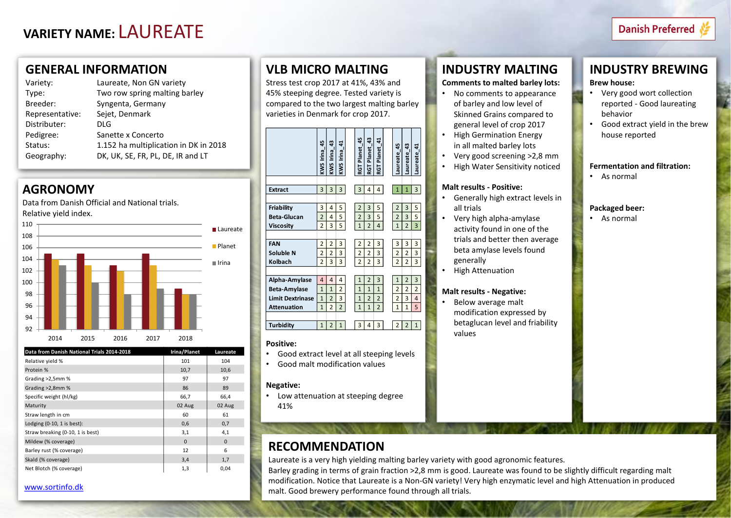# VARIETY NAME: LAUREATE

Danish Preferred

## GENERAL INFORMATION

| | |
|---|---|
| Variety: | Laureate, Non GN variety |
| Type: | Two row spring malting barley |
| Breeder: | Syngenta, Germany |
| Representative: | Sejet, Denmark |
| Distributer: | DLG |
| Pedigree: | Sanette x Concerto |
| Status: | 1.152 ha multiplication in DK in 2018 |
| Geography: | DK, UK, SE, FR, PL, DE, IR and LT |

## AGRONOMY

Data from Danish Official and National trials.

Relative yield index.

| Year | Laureate | Planet | Irina |
|---|---|---|---|
| 2014 | 105 | 104 | 103 |
| 2015 | 105 | 103 | 100 |
| 2016 | 103 | 102 | 98 |
| 2017 | 105 | 103 | 99 |
| 2018 | 99 | 98 | 98 |

| Data from Danish National Trials 2014-2018 | Irina/Planet | Laureate |
|---|---|---|
| Relative yield % | 101 | 104 |
| Protein % | 10,7 | 10,6 |
| Grading >2,5mm % | 97 | 97 |
| Grading >2,8mm % | 86 | 89 |
| Specific weight (hl/kg) | 66,7 | 66,4 |
| Maturity | 02 Aug | 02 Aug |
| Straw length in cm | 60 | 61 |
| Lodging (0-10, 1 is best): | 0,6 | 0,7 |
| Straw breaking (0-10, 1 is best) | 3,1 | 4,1 |
| Mildew (% coverage) | 0 | 0 |
| Barley rust (% coverage) | 12 | 6 |
| Skald (% coverage) | 3,4 | 1,7 |
| Net Blotch (% coverage) | 1,3 | 0,04 |

www.sortinfo.dk

## VLB MICRO MALTING

Stress test crop 2017 at 41%, 43% and 45% steeping degree. Tested variety is compared to the two largest malting barley varieties in Denmark for crop 2017.

| | KWS Irina_45 | KWS Irina_43 | KWS Irina_41 | RGT Planet_45 | RGT Planet_43 | RGT Planet_41 | Laureate_45 | Laureate_43 | Laureate_41 |
|---|---|---|---|---|---|---|---|---|---|
| **Extract** | 3 | 3 | 3 | 3 | 4 | 4 | 1 | 1 | 3 |
| **Friability** | 3 | 4 | 5 | 2 | 3 | 5 | 2 | 3 | 5 |
| **Beta-Glucan** | 2 | 4 | 5 | 2 | 3 | 5 | 2 | 3 | 5 |
| **Viscosity** | 2 | 3 | 5 | 1 | 2 | 4 | 1 | 2 | 3 |
| **FAN** | 2 | 2 | 3 | 2 | 2 | 3 | 3 | 3 | 3 |
| **Soluble N** | 2 | 2 | 3 | 2 | 2 | 3 | 2 | 2 | 3 |
| **Kolbach** | 2 | 3 | 3 | 2 | 2 | 3 | 2 | 2 | 3 |
| **Alpha-Amylase** | 4 | 4 | 4 | 1 | 2 | 3 | 1 | 2 | 3 |
| **Beta-Amylase** | 1 | 1 | 2 | 1 | 1 | 1 | 2 | 2 | 2 |
| **Limit Dextrinase** | 1 | 2 | 3 | 1 | 2 | 2 | 2 | 3 | 4 |
| **Attenuation** | 1 | 2 | 2 | 1 | 1 | 2 | 1 | 1 | 5 |
| **Turbidity** | 1 | 2 | 1 | 3 | 4 | 3 | 2 | 2 | 1 |

**Positive:**

- Good extract level at all steeping levels
- Good malt modification values

**Negative:**

- Low attenuation at steeping degree 41%

## INDUSTRY MALTING

**Comments to malted barley lots:**

- No comments to appearance of barley and low level of Skinned Grains compared to general level of crop 2017
- High Germination Energy in all malted barley lots
- Very good screening >2,8 mm
- High Water Sensitivity noticed

**Malt results - Positive:**

- Generally high extract levels in all trials
- Very high alpha-amylase activity found in one of the trials and better then average beta amylase levels found generally
- High Attenuation

**Malt results - Negative:**

- Below average malt modification expressed by betaglucan level and friability values

## INDUSTRY BREWING

**Brew house:**

- Very good wort collection reported - Good laureating behavior
- Good extract yield in the brew house reported

**Fermentation and filtration:**

- As normal

**Packaged beer:**

- As normal

## RECOMMENDATION

Laureate is a very high yielding malting barley variety with good agronomic features.
Barley grading in terms of grain fraction >2,8 mm is good. Laureate was found to be slightly difficult regarding malt modification. Notice that Laureate is a Non-GN variety! Very high enzymatic level and high Attenuation in produced malt. Good brewery performance found through all trials.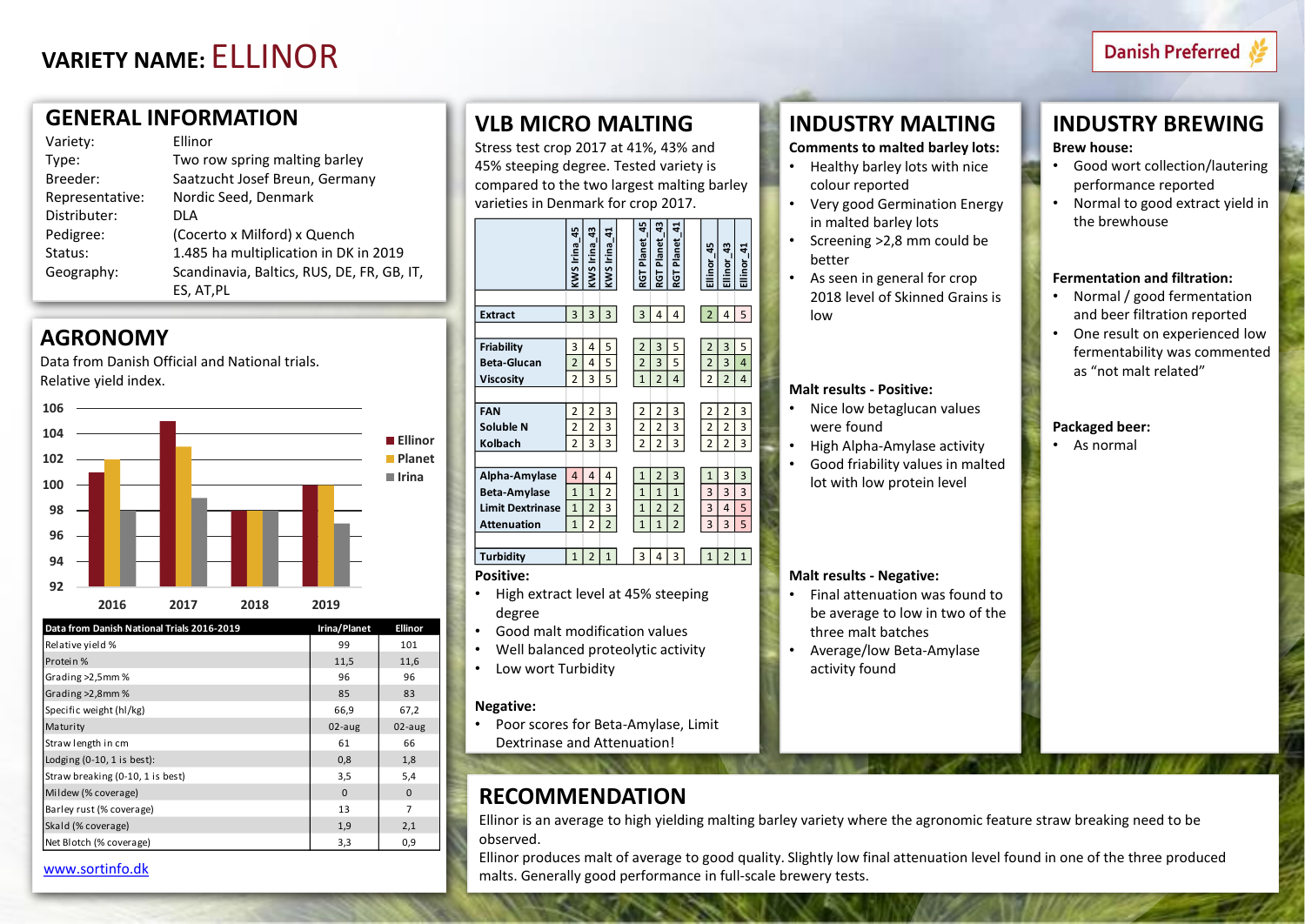# VARIETY NAME: ELLINOR

Danish Preferred

## GENERAL INFORMATION

| | |
|---|---|
| Variety: | Ellinor |
| Type: | Two row spring malting barley |
| Breeder: | Saatzucht Josef Breun, Germany |
| Representative: | Nordic Seed, Denmark |
| Distributer: | DLA |
| Pedigree: | (Cocerto x Milford) x Quench |
| Status: | 1.485 ha multiplication in DK in 2019 |
| Geography: | Scandinavia, Baltics, RUS, DE, FR, GB, IT, ES, AT,PL |

## AGRONOMY

Data from Danish Official and National trials.
Relative yield index.

| Year | Ellinor | Planet | Irina |
|---|---|---|---|
| 2016 | 101 | 98 | 98 |
| 2017 | 105 | 103 | 99 |
| 2018 | 98 | 98 | 98 |
| 2019 | 100 | 100 | 97 |

| Data from Danish National Trials 2016-2019 | Irina/Planet | Ellinor |
|---|---|---|
| Relative yield % | 99 | 101 |
| Protein % | 11,5 | 11,6 |
| Grading >2,5mm % | 96 | 96 |
| Grading >2,8mm % | 85 | 83 |
| Specific weight (hl/kg) | 66,9 | 67,2 |
| Maturity | 02-aug | 02-aug |
| Straw length in cm | 61 | 66 |
| Lodging (0-10, 1 is best): | 0,8 | 1,8 |
| Straw breaking (0-10, 1 is best) | 3,5 | 5,4 |
| Mildew (% coverage) | 0 | 0 |
| Barley rust (% coverage) | 13 | 7 |
| Skald (% coverage) | 1,9 | 2,1 |
| Net Blotch (% coverage) | 3,3 | 0,9 |

www.sortinfo.dk

## VLB MICRO MALTING

Stress test crop 2017 at 41%, 43% and 45% steeping degree. Tested variety is compared to the two largest malting barley varieties in Denmark for crop 2017.

| | KWS Irina_45 | KWS Irina_43 | KWS Irina_41 | RGT Planet_45 | RGT Planet_43 | RGT Planet_41 | Ellinor_45 | Ellinor_43 | Ellinor_41 |
|---|---|---|---|---|---|---|---|---|---|
| Extract | 3 | 3 | 3 | 3 | 4 | 4 | 2 | 4 | 5 |
| Friability | 3 | 4 | 5 | 2 | 3 | 5 | 2 | 3 | 5 |
| Beta-Glucan | 2 | 4 | 5 | 2 | 3 | 5 | 2 | 3 | 4 |
| Viscosity | 2 | 3 | 5 | 1 | 2 | 4 | 2 | 2 | 4 |
| FAN | 2 | 2 | 3 | 2 | 2 | 3 | 2 | 2 | 3 |
| Soluble N | 2 | 2 | 3 | 2 | 2 | 3 | 2 | 2 | 3 |
| Kolbach | 2 | 3 | 3 | 2 | 2 | 3 | 2 | 2 | 3 |
| Alpha-Amylase | 4 | 4 | 4 | 1 | 2 | 3 | 1 | 3 | 3 |
| Beta-Amylase | 1 | 1 | 2 | 1 | 1 | 1 | 3 | 3 | 3 |
| Limit Dextrinase | 1 | 2 | 3 | 1 | 2 | 2 | 3 | 4 | 5 |
| Attenuation | 1 | 2 | 2 | 1 | 1 | 2 | 3 | 3 | 5 |
| Turbidity | 1 | 2 | 1 | 3 | 4 | 3 | 1 | 2 | 1 |

**Positive:**

- High extract level at 45% steeping degree
- Good malt modification values
- Well balanced proteolytic activity
- Low wort Turbidity

**Negative:**

- Poor scores for Beta-Amylase, Limit Dextrinase and Attenuation!

## INDUSTRY MALTING

**Comments to malted barley lots:**

- Healthy barley lots with nice colour reported
- Very good Germination Energy in malted barley lots
- Screening >2,8 mm could be better
- As seen in general for crop 2018 level of Skinned Grains is low

**Malt results - Positive:**

- Nice low betaglucan values were found
- High Alpha-Amylase activity
- Good friability values in malted lot with low protein level

**Malt results - Negative:**

- Final attenuation was found to be average to low in two of the three malt batches
- Average/low Beta-Amylase activity found

## INDUSTRY BREWING

**Brew house:**

- Good wort collection/lautering performance reported
- Normal to good extract yield in the brewhouse

**Fermentation and filtration:**

- Normal / good fermentation and beer filtration reported
- One result on experienced low fermentability was commented as "not malt related"

**Packaged beer:**

- As normal

## RECOMMENDATION

Ellinor is an average to high yielding malting barley variety where the agronomic feature straw breaking need to be observed.

Ellinor produces malt of average to good quality. Slightly low final attenuation level found in one of the three produced malts. Generally good performance in full-scale brewery tests.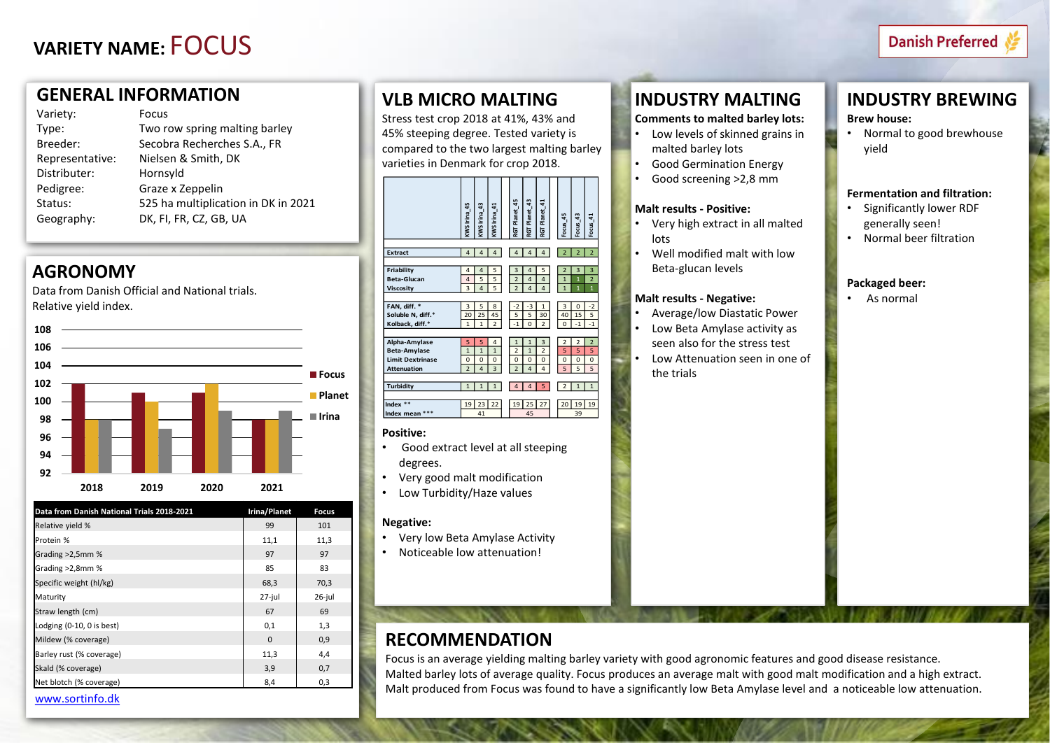# VARIETY NAME: FOCUS

Danish Preferred

## GENERAL INFORMATION

| | |
|---|---|
| Variety: | Focus |
| Type: | Two row spring malting barley |
| Breeder: | Secobra Recherches S.A., FR |
| Representative: | Nielsen & Smith, DK |
| Distributer: | Hornsyld |
| Pedigree: | Graze x Zeppelin |
| Status: | 525 ha multiplication in DK in 2021 |
| Geography: | DK, FI, FR, CZ, GB, UA |

## AGRONOMY

Data from Danish Official and National trials.
Relative yield index.

| Year | Focus | Planet | Irina |
|---|---|---|---|
| 2018 | 102 | 98 | 98 |
| 2019 | 101 | 100 | 97 |
| 2020 | 101 | 101 | 99 |
| 2021 | 98 | 98 | 99 |

| Data from Danish National Trials 2018-2021 | Irina/Planet | Focus |
|---|---|---|
| Relative yield % | 99 | 101 |
| Protein % | 11,1 | 11,3 |
| Grading >2,5mm % | 97 | 97 |
| Grading >2,8mm % | 85 | 83 |
| Specific weight (hl/kg) | 68,3 | 70,3 |
| Maturity | 27-jul | 26-jul |
| Straw length (cm) | 67 | 69 |
| Lodging (0-10, 0 is best) | 0,1 | 1,3 |
| Mildew (% coverage) | 0 | 0,9 |
| Barley rust (% coverage) | 11,3 | 4,4 |
| Skald (% coverage) | 3,9 | 0,7 |
| Net blotch (% coverage) | 8,4 | 0,3 |

www.sortinfo.dk

## VLB MICRO MALTING

Stress test crop 2018 at 41%, 43% and 45% steeping degree. Tested variety is compared to the two largest malting barley varieties in Denmark for crop 2018.

| | KWS Irina_45 | KWS Irina_43 | KWS Irina_41 | RGT Planet_45 | RGT Planet_43 | RGT Planet_41 | Focus_45 | Focus_43 | Focus_41 |
|---|---|---|---|---|---|---|---|---|---|
| Extract | 4 | 4 | 4 | 4 | 4 | 4 | 2 | 2 | 2 |
| Friability | 4 | 4 | 5 | 3 | 4 | 5 | 2 | 3 | 3 |
| Beta-Glucan | 4 | 5 | 5 | 2 | 4 | 4 | 1 | 1 | 2 |
| Viscosity | 3 | 4 | 5 | 2 | 4 | 4 | 1 | 1 | 1 |
| FAN, diff. * | 3 | 5 | 8 | -2 | -3 | 1 | 3 | 0 | -2 |
| Soluble N, diff.* | 20 | 25 | 45 | 5 | 5 | 30 | 40 | 15 | 5 |
| Kolback, diff.* | 1 | 1 | 2 | -1 | 0 | 2 | 0 | -1 | -1 |
| Alpha-Amylase | 5 | 5 | 4 | 1 | 1 | 3 | 2 | 2 | 2 |
| Beta-Amylase | 1 | 1 | 1 | 2 | 1 | 2 | 5 | 5 | 5 |
| Limit Dextrinase | 0 | 0 | 0 | 0 | 0 | 0 | 0 | 0 | 0 |
| Attenuation | 2 | 4 | 3 | 2 | 4 | 4 | 5 | 5 | 5 |
| Turbidity | 1 | 1 | 1 | 4 | 4 | 5 | 2 | 1 | 1 |
| Index ** | 19 | 23 | 22 | 19 | 25 | 27 | 20 | 19 | 19 |
| Index mean *** | | 41 | | | 45 | | | 39 | |

**Positive:**

- Good extract level at all steeping degrees.
- Very good malt modification
- Low Turbidity/Haze values

**Negative:**

- Very low Beta Amylase Activity
- Noticeable low attenuation!

## INDUSTRY MALTING

**Comments to malted barley lots:**

- Low levels of skinned grains in malted barley lots
- Good Germination Energy
- Good screening >2,8 mm

**Malt results - Positive:**

- Very high extract in all malted lots
- Well modified malt with low Beta-glucan levels

**Malt results - Negative:**

- Average/low Diastatic Power
- Low Beta Amylase activity as seen also for the stress test
- Low Attenuation seen in one of the trials

## INDUSTRY BREWING

**Brew house:**

- Normal to good brewhouse yield

**Fermentation and filtration:**

- Significantly lower RDF generally seen!
- Normal beer filtration

**Packaged beer:**

- As normal

## RECOMMENDATION

Focus is an average yielding malting barley variety with good agronomic features and good disease resistance.
Malted barley lots of average quality. Focus produces an average malt with good malt modification and a high extract.
Malt produced from Focus was found to have a significantly low Beta Amylase level and a noticeable low attenuation.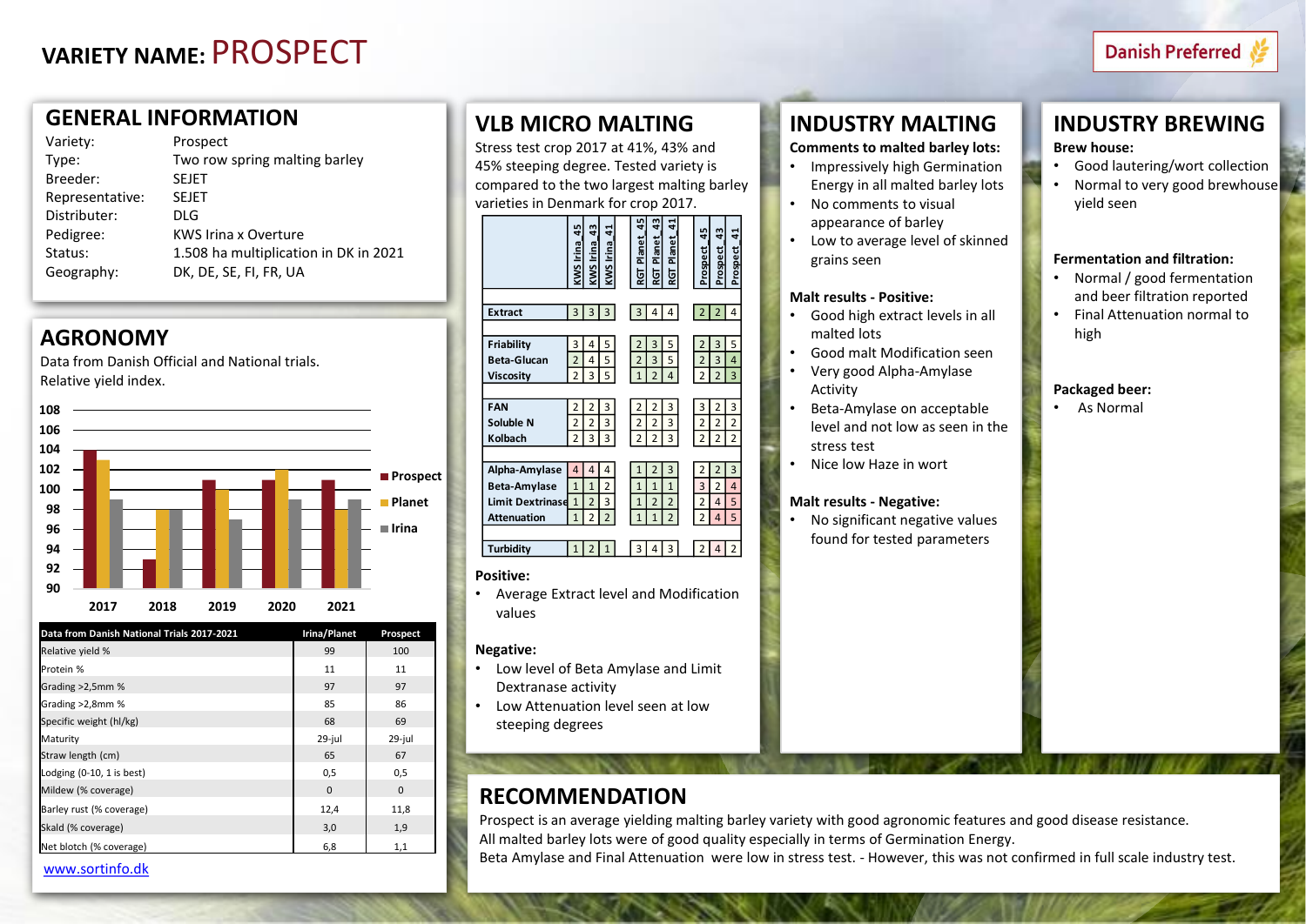# VARIETY NAME: PROSPECT

Danish Preferred

## GENERAL INFORMATION

| | |
|---|---|
| Variety: | Prospect |
| Type: | Two row spring malting barley |
| Breeder: | SEJET |
| Representative: | SEJET |
| Distributer: | DLG |
| Pedigree: | KWS Irina x Overture |
| Status: | 1.508 ha multiplication in DK in 2021 |
| Geography: | DK, DE, SE, FI, FR, UA |

## AGRONOMY

Data from Danish Official and National trials.
Relative yield index.

108
106
104
102
100
98
96
94
92
90

2017 2018 2019 2020 2021

Prospect
Planet
Irina

| Data from Danish National Trials 2017-2021 | Irina/Planet | Prospect |
|---|---|---|
| Relative yield % | 99 | 100 |
| Protein % | 11 | 11 |
| Grading >2,5mm % | 97 | 97 |
| Grading >2,8mm % | 85 | 86 |
| Specific weight (hl/kg) | 68 | 69 |
| Maturity | 29-jul | 29-jul |
| Straw length (cm) | 65 | 67 |
| Lodging (0-10, 1 is best) | 0,5 | 0,5 |
| Mildew (% coverage) | 0 | 0 |
| Barley rust (% coverage) | 12,4 | 11,8 |
| Skald (% coverage) | 3,0 | 1,9 |
| Net blotch (% coverage) | 6,8 | 1,1 |

www.sortinfo.dk

## VLB MICRO MALTING

Stress test crop 2017 at 41%, 43% and 45% steeping degree. Tested variety is compared to the two largest malting barley varieties in Denmark for crop 2017.

| | KWS Irina_45 | KWS Irina_43 | KWS Irina_41 | RGT Planet_45 | RGT Planet_43 | RGT Planet_41 | Prospect_45 | Prospect_43 | Prospect_41 |
|---|---|---|---|---|---|---|---|---|---|
| Extract | 3 | 3 | 3 | 3 | 4 | 4 | 2 | 2 | 4 |
| Friability | 3 | 4 | 5 | 2 | 3 | 5 | 2 | 3 | 5 |
| Beta-Glucan | 2 | 4 | 5 | 2 | 3 | 5 | 2 | 3 | 4 |
| Viscosity | 2 | 3 | 5 | 1 | 2 | 4 | 2 | 2 | 3 |
| FAN | 2 | 2 | 3 | 2 | 2 | 3 | 3 | 2 | 3 |
| Soluble N | 2 | 2 | 3 | 2 | 2 | 3 | 2 | 2 | 2 |
| Kolbach | 2 | 3 | 3 | 2 | 2 | 3 | 2 | 2 | 2 |
| Alpha-Amylase | 4 | 4 | 4 | 1 | 2 | 3 | 2 | 2 | 3 |
| Beta-Amylase | 1 | 1 | 2 | 1 | 1 | 1 | 3 | 2 | 4 |
| Limit Dextrinase | 1 | 2 | 3 | 1 | 2 | 2 | 2 | 4 | 5 |
| Attenuation | 1 | 2 | 2 | 1 | 1 | 2 | 2 | 4 | 5 |
| Turbidity | 1 | 2 | 1 | 3 | 4 | 3 | 2 | 4 | 2 |

**Positive:**

- Average Extract level and Modification values

**Negative:**

- Low level of Beta Amylase and Limit Dextranase activity
- Low Attenuation level seen at low steeping degrees

## INDUSTRY MALTING

**Comments to malted barley lots:**

- Impressively high Germination Energy in all malted barley lots
- No comments to visual appearance of barley
- Low to average level of skinned grains seen

**Malt results - Positive:**

- Good high extract levels in all malted lots
- Good malt Modification seen
- Very good Alpha-Amylase Activity
- Beta-Amylase on acceptable level and not low as seen in the stress test
- Nice low Haze in wort

**Malt results - Negative:**

- No significant negative values found for tested parameters

## INDUSTRY BREWING

**Brew house:**

- Good lautering/wort collection
- Normal to very good brewhouse yield seen

**Fermentation and filtration:**

- Normal / good fermentation and beer filtration reported
- Final Attenuation normal to high

**Packaged beer:**

- As Normal

## RECOMMENDATION

Prospect is an average yielding malting barley variety with good agronomic features and good disease resistance.
All malted barley lots were of good quality especially in terms of Germination Energy.
Beta Amylase and Final Attenuation were low in stress test. - However, this was not confirmed in full scale industry test.